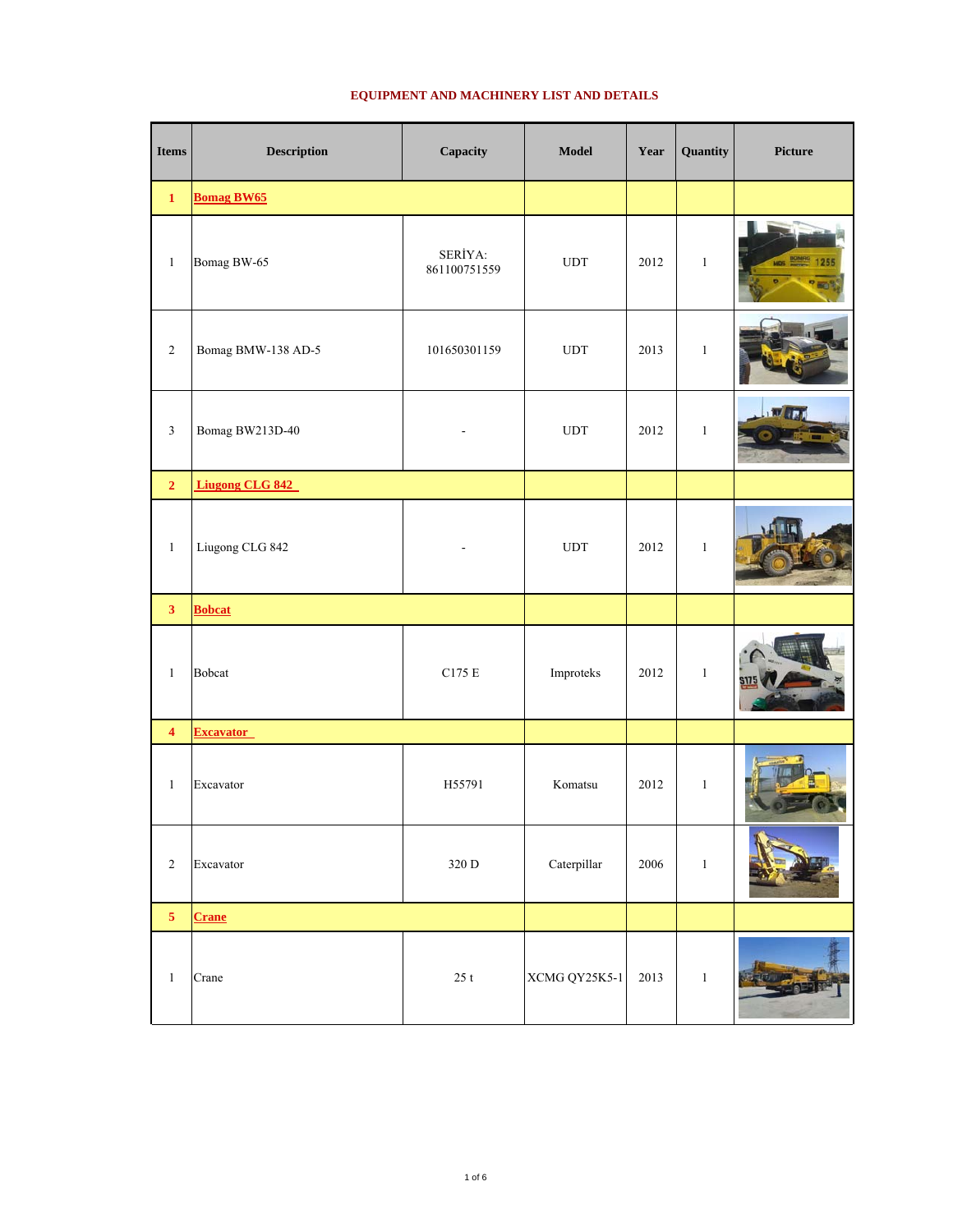## EQUIPMENT AND MACHINERY LIST AND DETAILS

| Items | Description | Capacity | Model | Year | Quantity | Picture |
|---|---|---|---|---|---|---|
| **1** | **Bomag BW65** | | | | | |
| 1 | Bomag BW-65 | SERİYA: 861100751559 | UDT | 2012 | 1 | |
| 2 | Bomag BMW-138 AD-5 | 101650301159 | UDT | 2013 | 1 | |
| 3 | Bomag BW213D-40 | - | UDT | 2012 | 1 | |
| **2** | **Liugong CLG 842** | | | | | |
| 1 | Liugong CLG 842 | - | UDT | 2012 | 1 | |
| **3** | **Bobcat** | | | | | |
| 1 | Bobcat | C175 E | Improteks | 2012 | 1 | |
| **4** | **Excavator** | | | | | |
| 1 | Excavator | H55791 | Komatsu | 2012 | 1 | |
| 2 | Excavator | 320 D | Caterpillar | 2006 | 1 | |
| **5** | **Crane** | | | | | |
| 1 | Crane | 25 t | XCMG QY25K5-1 | 2013 | 1 | |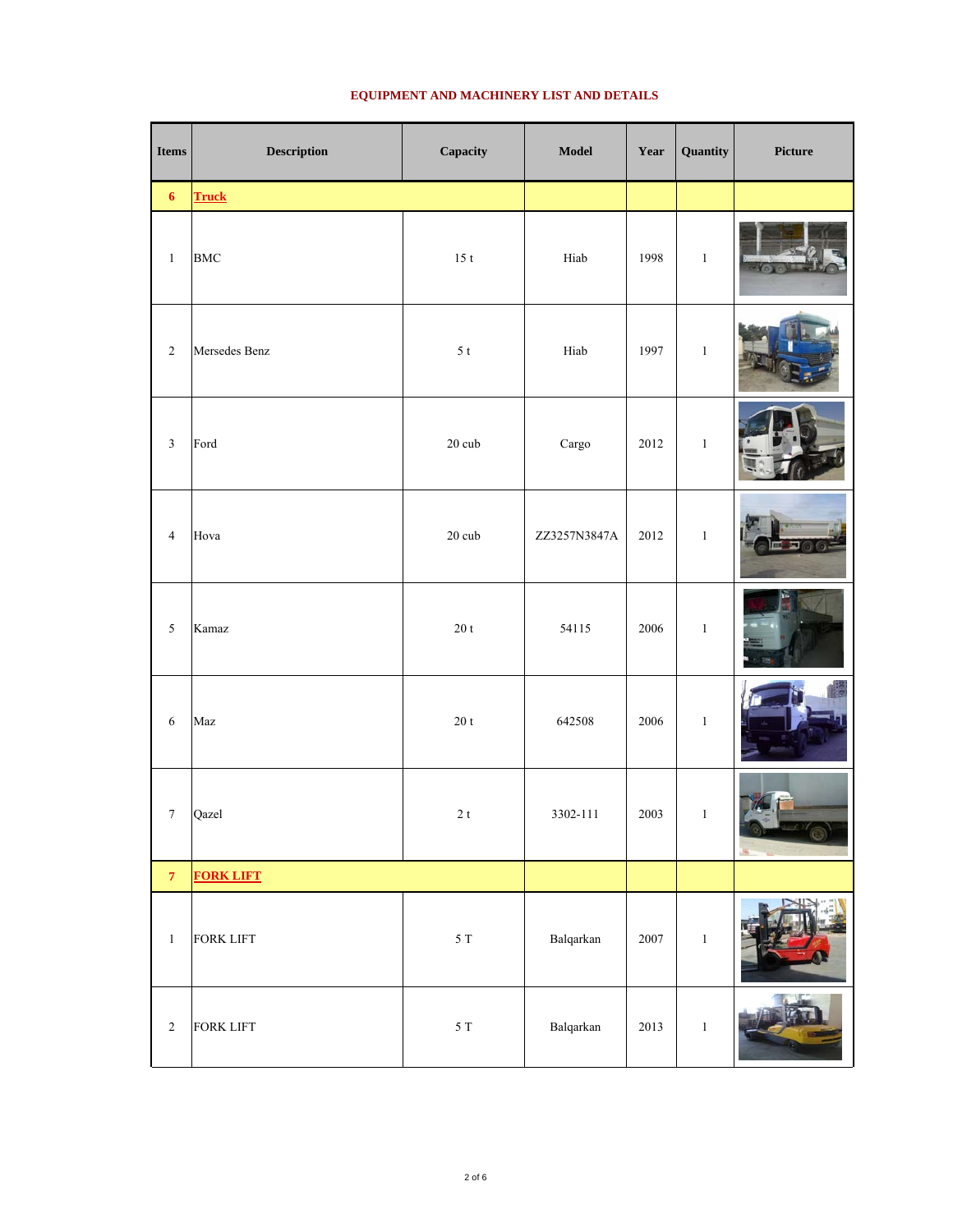## EQUIPMENT AND MACHINERY LIST AND DETAILS

| Items | Description | Capacity | Model | Year | Quantity | Picture |
|---|---|---|---|---|---|---|
| **6** | **Truck** | | | | | |
| 1 | BMC | 15 t | Hiab | 1998 | 1 | |
| 2 | Mersedes Benz | 5 t | Hiab | 1997 | 1 | |
| 3 | Ford | 20 cub | Cargo | 2012 | 1 | |
| 4 | Hova | 20 cub | ZZ3257N3847A | 2012 | 1 | |
| 5 | Kamaz | 20 t | 54115 | 2006 | 1 | |
| 6 | Maz | 20 t | 642508 | 2006 | 1 | |
| 7 | Qazel | 2 t | 3302-111 | 2003 | 1 | |
| **7** | **FORK LIFT** | | | | | |
| 1 | FORK LIFT | 5 T | Balqarkan | 2007 | 1 | |
| 2 | FORK LIFT | 5 T | Balqarkan | 2013 | 1 | |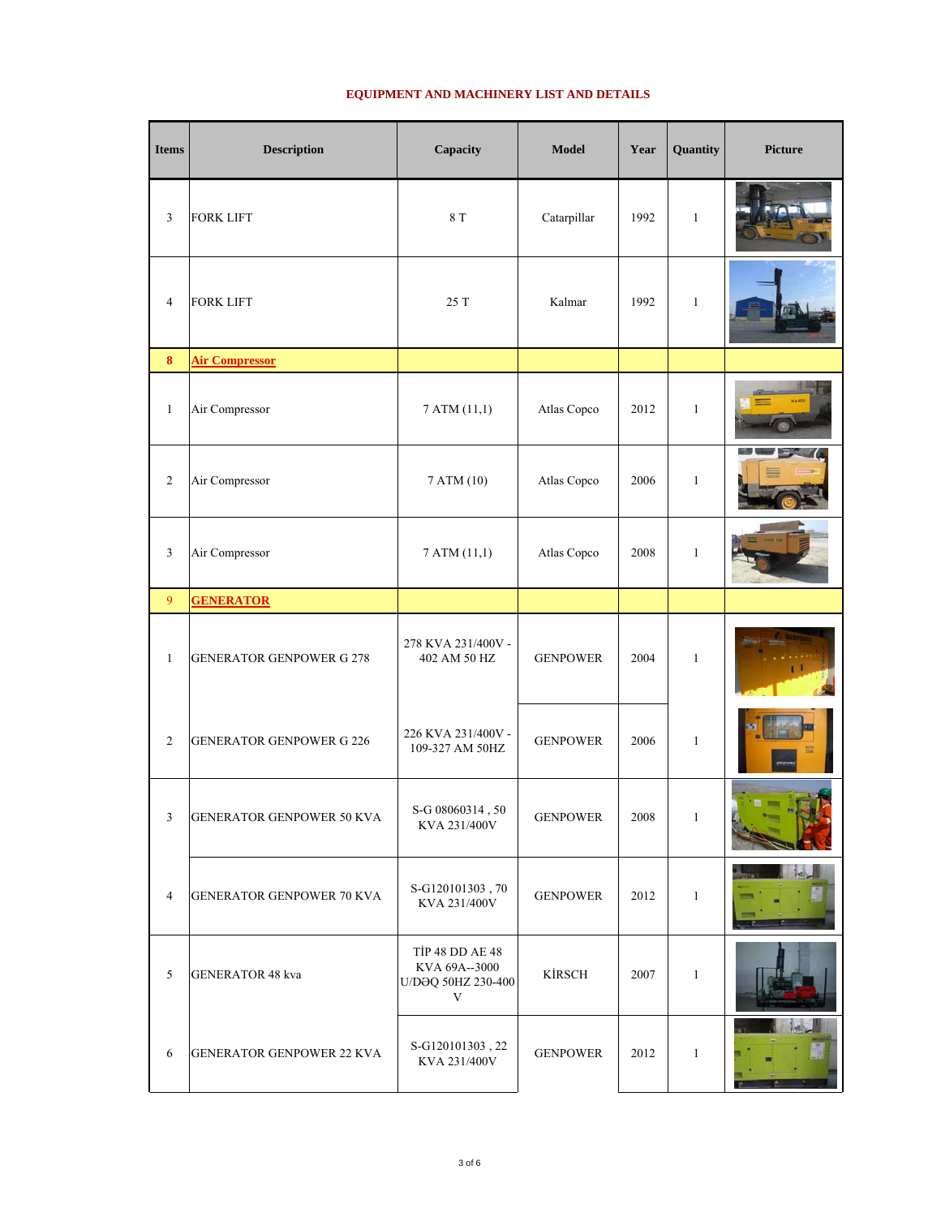## EQUIPMENT AND MACHINERY LIST AND DETAILS

| Items | Description | Capacity | Model | Year | Quantity | Picture |
|---|---|---|---|---|---|---|
| 3 | FORK LIFT | 8 T | Catarpillar | 1992 | 1 | |
| 4 | FORK LIFT | 25 T | Kalmar | 1992 | 1 | |
| **8** | **Air Compressor** | | | | | |
| 1 | Air Compressor | 7 ATM (11,1) | Atlas Copco | 2012 | 1 | |
| 2 | Air Compressor | 7 ATM (10) | Atlas Copco | 2006 | 1 | |
| 3 | Air Compressor | 7 ATM (11,1) | Atlas Copco | 2008 | 1 | |
| 9 | **GENERATOR** | | | | | |
| 1 | GENERATOR GENPOWER G 278 | 278 KVA 231/400V - 402 AM 50 HZ | GENPOWER | 2004 | 1 | |
| 2 | GENERATOR GENPOWER G 226 | 226 KVA 231/400V - 109-327 AM 50HZ | GENPOWER | 2006 | 1 | |
| 3 | GENERATOR GENPOWER 50 KVA | S-G 08060314 , 50 KVA 231/400V | GENPOWER | 2008 | 1 | |
| 4 | GENERATOR GENPOWER 70 KVA | S-G120101303 , 70 KVA 231/400V | GENPOWER | 2012 | 1 | |
| 5 | GENERATOR 48 kva | TİP 48 DD AE 48 KVA 69A--3000 U/DƏQ 50HZ 230-400 V | KİRSCH | 2007 | 1 | |
| 6 | GENERATOR GENPOWER 22 KVA | S-G120101303 , 22 KVA 231/400V | GENPOWER | 2012 | 1 | |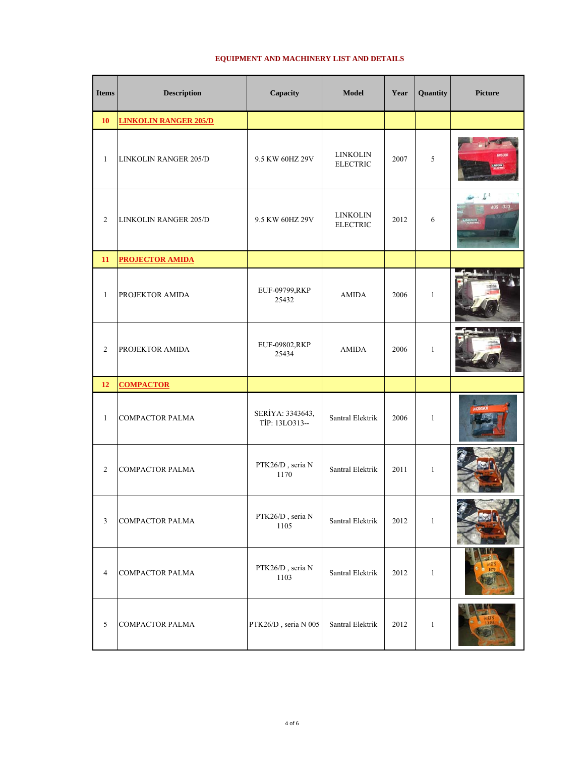**EQUIPMENT AND MACHINERY LIST AND DETAILS**

| Items | Description | Capacity | Model | Year | Quantity | Picture |
|---|---|---|---|---|---|---|
| **10** | **LINKOLIN RANGER 205/D** | | | | | |
| 1 | LINKOLIN RANGER 205/D | 9.5 KW 60HZ 29V | LINKOLIN ELECTRIC | 2007 | 5 | |
| 2 | LINKOLIN RANGER 205/D | 9.5 KW 60HZ 29V | LINKOLIN ELECTRIC | 2012 | 6 | |
| **11** | **PROJECTOR AMIDA** | | | | | |
| 1 | PROJEKTOR AMIDA | EUF-09799,RKP 25432 | AMIDA | 2006 | 1 | |
| 2 | PROJEKTOR AMIDA | EUF-09802,RKP 25434 | AMIDA | 2006 | 1 | |
| **12** | **COMPACTOR** | | | | | |
| 1 | COMPACTOR PALMA | SERİYA: 3343643, TİP: 13LO313-- | Santral Elektrik | 2006 | 1 | |
| 2 | COMPACTOR PALMA | PTK26/D , seria N 1170 | Santral Elektrik | 2011 | 1 | |
| 3 | COMPACTOR PALMA | PTK26/D , seria N 1105 | Santral Elektrik | 2012 | 1 | |
| 4 | COMPACTOR PALMA | PTK26/D , seria N 1103 | Santral Elektrik | 2012 | 1 | |
| 5 | COMPACTOR PALMA | PTK26/D , seria N 005 | Santral Elektrik | 2012 | 1 | |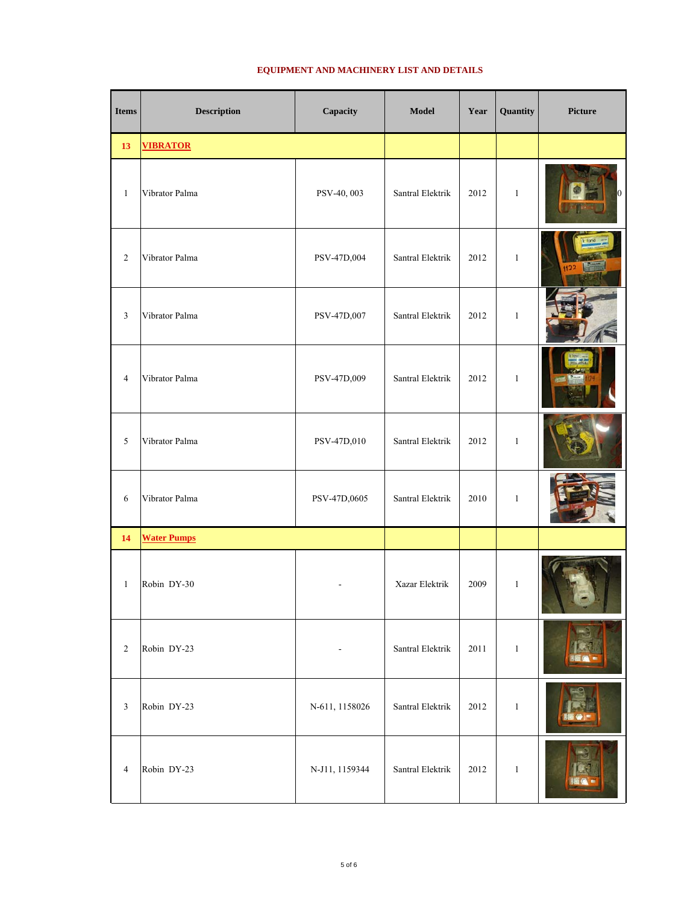**EQUIPMENT AND MACHINERY LIST AND DETAILS**

| Items | Description | Capacity | Model | Year | Quantity | Picture |
|---|---|---|---|---|---|---|
| **13** | **VIBRATOR** | | | | | |
| 1 | Vibrator Palma | PSV-40, 003 | Santral Elektrik | 2012 | 1 | |
| 2 | Vibrator Palma | PSV-47D,004 | Santral Elektrik | 2012 | 1 | |
| 3 | Vibrator Palma | PSV-47D,007 | Santral Elektrik | 2012 | 1 | |
| 4 | Vibrator Palma | PSV-47D,009 | Santral Elektrik | 2012 | 1 | |
| 5 | Vibrator Palma | PSV-47D,010 | Santral Elektrik | 2012 | 1 | |
| 6 | Vibrator Palma | PSV-47D,0605 | Santral Elektrik | 2010 | 1 | |
| **14** | **Water Pumps** | | | | | |
| 1 | Robin DY-30 | - | Xazar Elektrik | 2009 | 1 | |
| 2 | Robin DY-23 | - | Santral Elektrik | 2011 | 1 | |
| 3 | Robin DY-23 | N-611, 1158026 | Santral Elektrik | 2012 | 1 | |
| 4 | Robin DY-23 | N-J11, 1159344 | Santral Elektrik | 2012 | 1 | |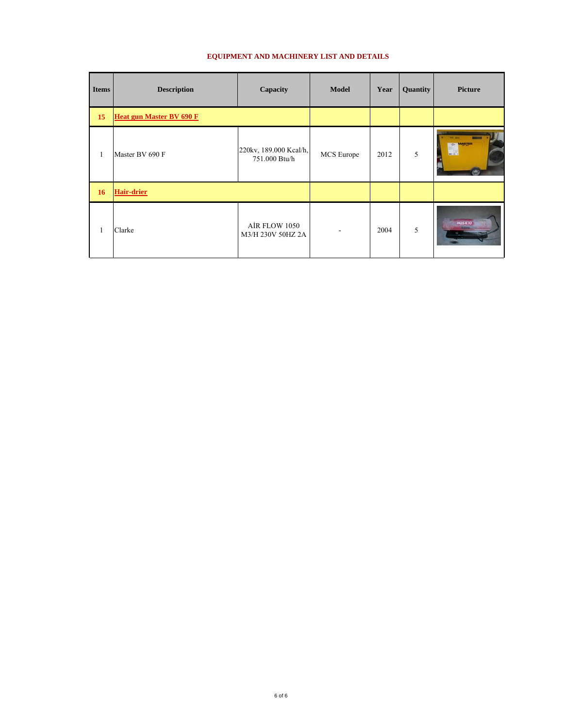# EQUIPMENT AND MACHINERY LIST AND DETAILS

| Items | Description | Capacity | Model | Year | Quantity | Picture |
|---|---|---|---|---|---|---|
| **15** | **Heat gun Master BV 690 F** | | | | | |
| 1 | Master BV 690 F | 220kv, 189.000 Kcal/h, 751.000 Btu/h | MCS Europe | 2012 | 5 | |
| **16** | **Hair-drier** | | | | | |
| 1 | Clarke | AİR FLOW 1050 M3/H 230V 50HZ 2A | - | 2004 | 5 | |